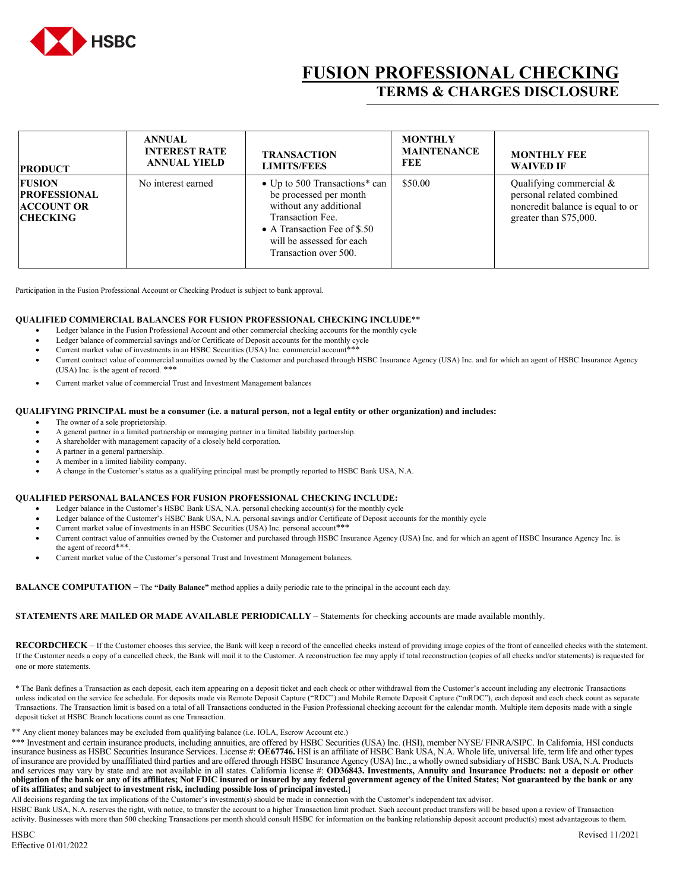# FUSION PROFESSIONAL CHECKING

## TERMS & CHARGES DISCLOSURE

| PRODUCT | ANNUAL INTEREST RATE ANNUAL YIELD | TRANSACTION LIMITS/FEES | MONTHLY MAINTENANCE FEE | MONTHLY FEE WAIVED IF |
|---|---|---|---|---|
| **FUSION PROFESSIONAL ACCOUNT OR CHECKING** | No interest earned | • Up to 500 Transactions* can be processed per month without any additional Transaction Fee.<br>• A Transaction Fee of $.50 will be assessed for each Transaction over 500. | $50.00 | Qualifying commercial & personal related combined noncredit balance is equal to or greater than $75,000. |

Participation in the Fusion Professional Account or Checking Product is subject to bank approval.

**QUALIFIED COMMERCIAL BALANCES FOR FUSION PROFESSIONAL CHECKING INCLUDE****

- Ledger balance in the Fusion Professional Account and other commercial checking accounts for the monthly cycle
- Ledger balance of commercial savings and/or Certificate of Deposit accounts for the monthly cycle
- Current market value of investments in an HSBC Securities (USA) Inc. commercial account***
- Current contract value of commercial annuities owned by the Customer and purchased through HSBC Insurance Agency (USA) Inc. and for which an agent of HSBC Insurance Agency (USA) Inc. is the agent of record. ***
- Current market value of commercial Trust and Investment Management balances

**QUALIFYING PRINCIPAL must be a consumer (i.e. a natural person, not a legal entity or other organization) and includes:**

- The owner of a sole proprietorship.
- A general partner in a limited partnership or managing partner in a limited liability partnership.
- A shareholder with management capacity of a closely held corporation.
- A partner in a general partnership.
- A member in a limited liability company.
- A change in the Customer's status as a qualifying principal must be promptly reported to HSBC Bank USA, N.A.

**QUALIFIED PERSONAL BALANCES FOR FUSION PROFESSIONAL CHECKING INCLUDE:**

- Ledger balance in the Customer's HSBC Bank USA, N.A. personal checking account(s) for the monthly cycle
- Ledger balance of the Customer's HSBC Bank USA, N.A. personal savings and/or Certificate of Deposit accounts for the monthly cycle
- Current market value of investments in an HSBC Securities (USA) Inc. personal account***
- Current contract value of annuities owned by the Customer and purchased through HSBC Insurance Agency (USA) Inc. and for which an agent of HSBC Insurance Agency Inc. is the agent of record***.
- Current market value of the Customer's personal Trust and Investment Management balances.

**BALANCE COMPUTATION –** The **"Daily Balance"** method applies a daily periodic rate to the principal in the account each day.

**STATEMENTS ARE MAILED OR MADE AVAILABLE PERIODICALLY –** Statements for checking accounts are made available monthly.

**RECORDCHECK –** If the Customer chooses this service, the Bank will keep a record of the cancelled checks instead of providing image copies of the front of cancelled checks with the statement. If the Customer needs a copy of a cancelled check, the Bank will mail it to the Customer. A reconstruction fee may apply if total reconstruction (copies of all checks and/or statements) is requested for one or more statements.

\* The Bank defines a Transaction as each deposit, each item appearing on a deposit ticket and each check or other withdrawal from the Customer's account including any electronic Transactions unless indicated on the service fee schedule. For deposits made via Remote Deposit Capture ("RDC") and Mobile Remote Deposit Capture ("mRDC"), each deposit and each check count as separate Transactions. The Transaction limit is based on a total of all Transactions conducted in the Fusion Professional checking account for the calendar month. Multiple item deposits made with a single deposit ticket at HSBC Branch locations count as one Transaction.

** Any client money balances may be excluded from qualifying balance (i.e. IOLA, Escrow Account etc.)

*** Investment and certain insurance products, including annuities, are offered by HSBC Securities (USA) Inc. (HSI), member NYSE/ FINRA/SIPC. In California, HSI conducts insurance business as HSBC Securities Insurance Services. License #: **OE67746.** HSI is an affiliate of HSBC Bank USA, N.A. Whole life, universal life, term life and other types of insurance are provided by unaffiliated third parties and are offered through HSBC Insurance Agency (USA) Inc., a wholly owned subsidiary of HSBC Bank USA, N.A. Products and services may vary by state and are not available in all states. California license #: **OD36843. Investments, Annuity and Insurance Products: not a deposit or other obligation of the bank or any of its affiliates; Not FDIC insured or insured by any federal government agency of the United States; Not guaranteed by the bank or any of its affiliates; and subject to investment risk, including possible loss of principal invested.**]

All decisions regarding the tax implications of the Customer's investment(s) should be made in connection with the Customer's independent tax advisor.

HSBC Bank USA, N.A. reserves the right, with notice, to transfer the account to a higher Transaction limit product. Such account product transfers will be based upon a review of Transaction activity. Businesses with more than 500 checking Transactions per month should consult HSBC for information on the banking relationship deposit account product(s) most advantageous to them.

HSBC
Effective 01/01/2022

Revised 11/2021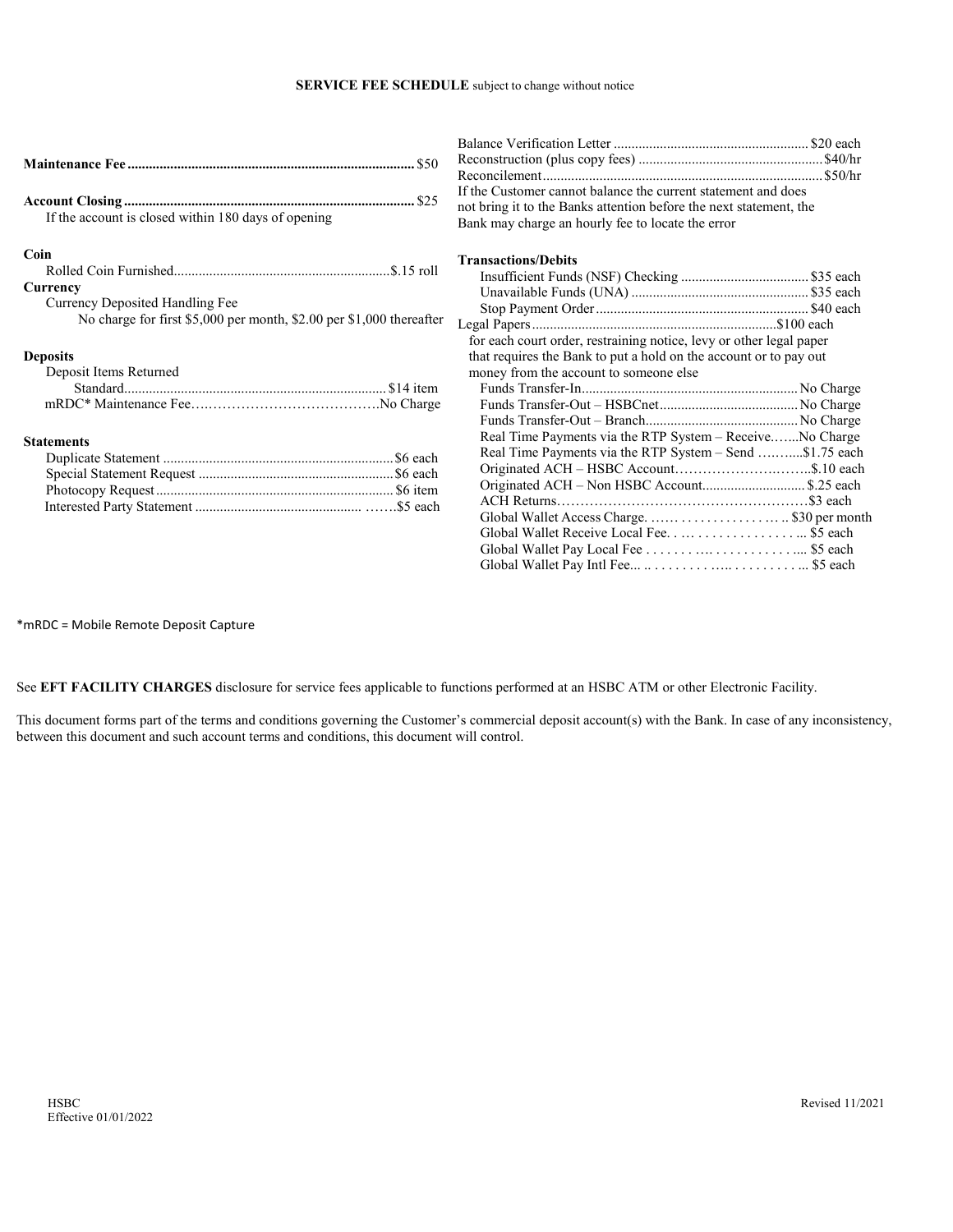**SERVICE FEE SCHEDULE** subject to change without notice

**Maintenance Fee** ........ $50

**Account Closing** ........ $25
If the account is closed within 180 days of opening

**Coin**
Rolled Coin Furnished........ $.15 roll

**Currency**
Currency Deposited Handling Fee
No charge for first $5,000 per month, $2.00 per $1,000 thereafter

**Deposits**
Deposit Items Returned
Standard........ $14 item
mRDC* Maintenance Fee........ No Charge

**Statements**
Duplicate Statement ........ $6 each
Special Statement Request ........ $6 each
Photocopy Request........ $6 item
Interested Party Statement ........ $5 each

Balance Verification Letter ........ $20 each
Reconstruction (plus copy fees) ........ $40/hr
Reconcilement........ $50/hr
If the Customer cannot balance the current statement and does not bring it to the Banks attention before the next statement, the Bank may charge an hourly fee to locate the error

**Transactions/Debits**
Insufficient Funds (NSF) Checking ........ $35 each
Unavailable Funds (UNA) ........ $35 each
Stop Payment Order........ $40 each
Legal Papers........ $100 each
for each court order, restraining notice, levy or other legal paper that requires the Bank to put a hold on the account or to pay out money from the account to someone else
Funds Transfer-In........ No Charge
Funds Transfer-Out – HSBCnet........ No Charge
Funds Transfer-Out – Branch........ No Charge
Real Time Payments via the RTP System – Receive........ No Charge
Real Time Payments via the RTP System – Send ........ $1.75 each
Originated ACH – HSBC Account........ $.10 each
Originated ACH – Non HSBC Account........ $.25 each
ACH Returns........ $3 each
Global Wallet Access Charge. ........ $30 per month
Global Wallet Receive Local Fee. ........ $5 each
Global Wallet Pay Local Fee ........ $5 each
Global Wallet Pay Intl Fee........ $5 each

*mRDC = Mobile Remote Deposit Capture

See **EFT FACILITY CHARGES** disclosure for service fees applicable to functions performed at an HSBC ATM or other Electronic Facility.

This document forms part of the terms and conditions governing the Customer's commercial deposit account(s) with the Bank. In case of any inconsistency, between this document and such account terms and conditions, this document will control.

HSBC
Effective 01/01/2022

Revised 11/2021